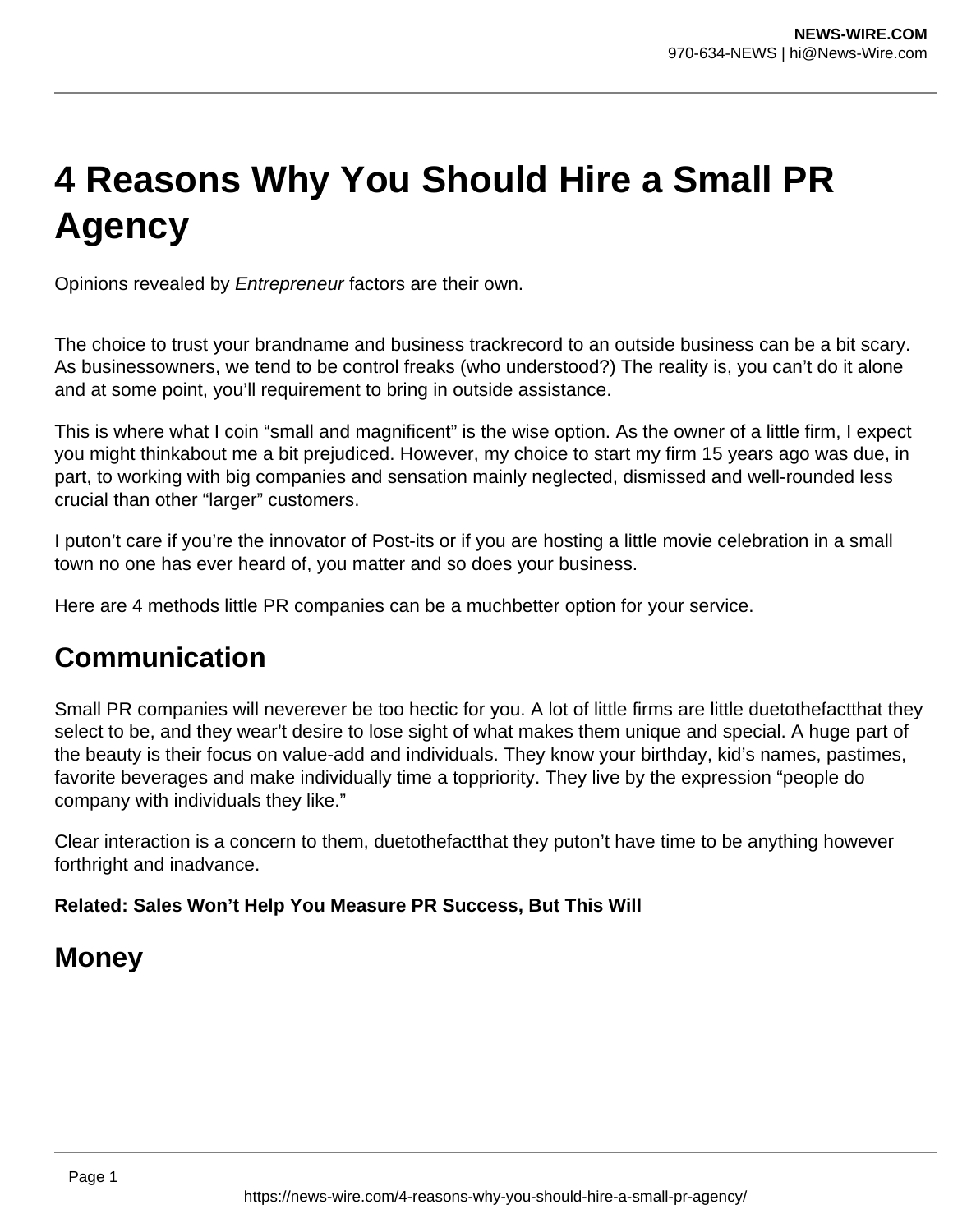# 4 Reasons Why You Should Hire a Small PR Agency

Opinions revealed by *Entrepreneur* factors are their own.

The choice to trust your brandname and business trackrecord to an outside business can be a bit scary. As businessowners, we tend to be control freaks (who understood?) The reality is, you can't do it alone and at some point, you'll requirement to bring in outside assistance.

This is where what I coin "small and magnificent" is the wise option. As the owner of a little firm, I expect you might thinkabout me a bit prejudiced. However, my choice to start my firm 15 years ago was due, in part, to working with big companies and sensation mainly neglected, dismissed and well-rounded less crucial than other "larger" customers.

I puton't care if you're the innovator of Post-its or if you are hosting a little movie celebration in a small town no one has ever heard of, you matter and so does your business.

Here are 4 methods little PR companies can be a muchbetter option for your service.

## Communication

Small PR companies will neverever be too hectic for you. A lot of little firms are little duetothefactthat they select to be, and they wear't desire to lose sight of what makes them unique and special. A huge part of the beauty is their focus on value-add and individuals. They know your birthday, kid's names, pastimes, favorite beverages and make individually time a toppriority. They live by the expression "people do company with individuals they like."

Clear interaction is a concern to them, duetothefactthat they puton't have time to be anything however forthright and inadvance.

**Related: Sales Won't Help You Measure PR Success, But This Will**

## Money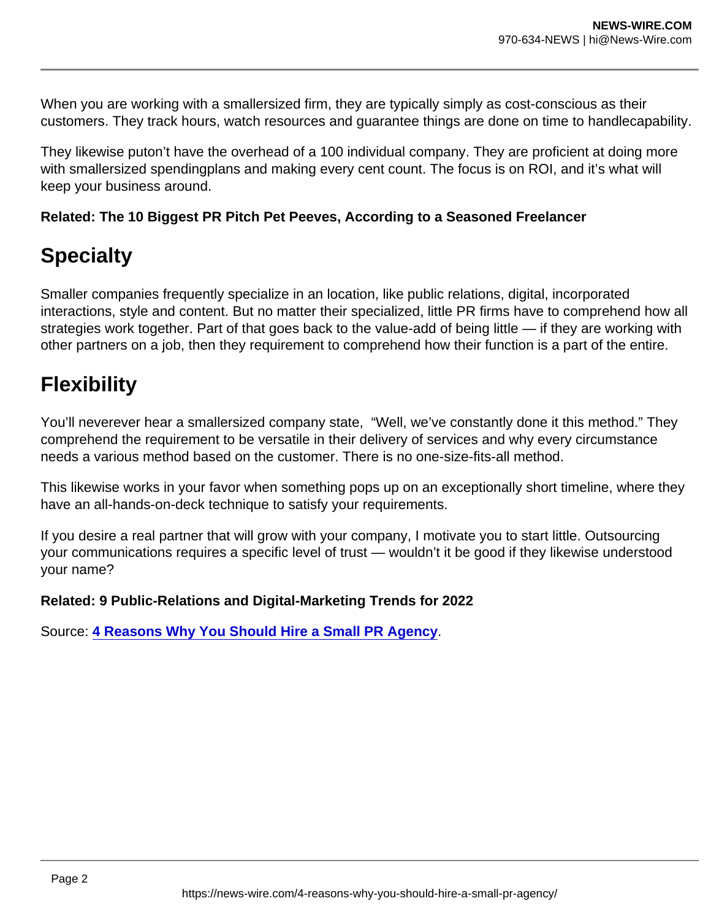When you are working with a smallersized firm, they are typically simply as cost-conscious as their customers. They track hours, watch resources and guarantee things are done on time to handlecapability.

They likewise puton't have the overhead of a 100 individual company. They are proficient at doing more with smallersized spendingplans and making every cent count. The focus is on ROI, and it's what will keep your business around.

**Related: The 10 Biggest PR Pitch Pet Peeves, According to a Seasoned Freelancer**

## Specialty

Smaller companies frequently specialize in an location, like public relations, digital, incorporated interactions, style and content. But no matter their specialized, little PR firms have to comprehend how all strategies work together. Part of that goes back to the value-add of being little — if they are working with other partners on a job, then they requirement to comprehend how their function is a part of the entire.

## Flexibility

You'll neverever hear a smallersized company state, "Well, we've constantly done it this method." They comprehend the requirement to be versatile in their delivery of services and why every circumstance needs a various method based on the customer. There is no one-size-fits-all method.

This likewise works in your favor when something pops up on an exceptionally short timeline, where they have an all-hands-on-deck technique to satisfy your requirements.

If you desire a real partner that will grow with your company, I motivate you to start little. Outsourcing your communications requires a specific level of trust — wouldn't it be good if they likewise understood your name?

**Related: 9 Public-Relations and Digital-Marketing Trends for 2022**

Source: **4 Reasons Why You Should Hire a Small PR Agency**.